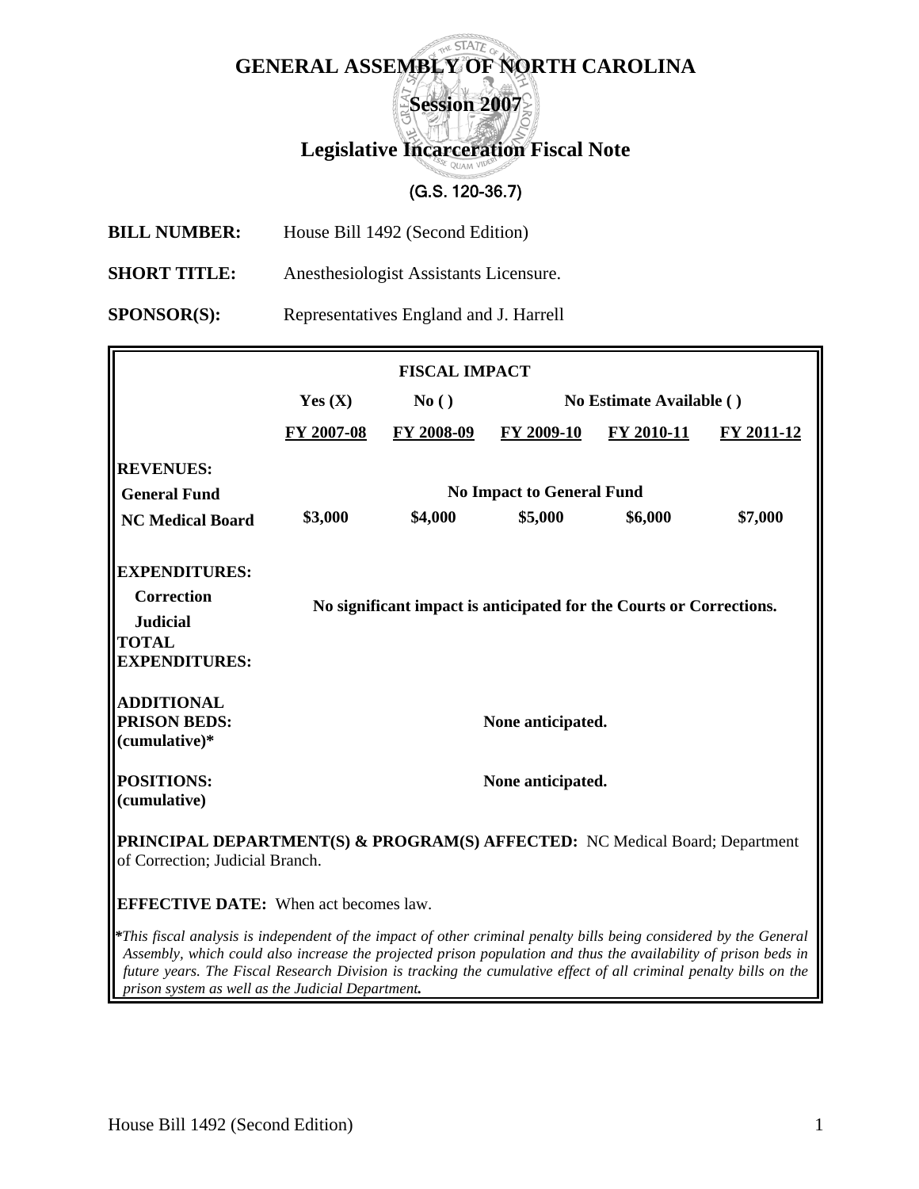# GENERAL ASSEMBLY OF NORTH CAROLINA

## Session 2007

## Legislative Incarceration Fiscal Note

(G.S. 120-36.7)

**BILL NUMBER:** House Bill 1492 (Second Edition)

**SHORT TITLE:** Anesthesiologist Assistants Licensure.

**SPONSOR(S):** Representatives England and J. Harrell

| FISCAL IMPACT | | | | | |
|---|---|---|---|---|---|
| | Yes (X) | No ( ) | No Estimate Available ( ) | | |
| | FY 2007-08 | FY 2008-09 | FY 2009-10 | FY 2010-11 | FY 2011-12 |
| **REVENUES:** | | | | | |
| **General Fund** | No Impact to General Fund | | | | |
| **NC Medical Board** | $3,000 | $4,000 | $5,000 | $6,000 | $7,000 |
| **EXPENDITURES:** | | | | | |
| **Correction** | No significant impact is anticipated for the Courts or Corrections. | | | | |
| **Judicial** | | | | | |
| **TOTAL EXPENDITURES:** | | | | | |
| **ADDITIONAL PRISON BEDS: (cumulative)*** | None anticipated. | | | | |
| **POSITIONS: (cumulative)** | None anticipated. | | | | |

**PRINCIPAL DEPARTMENT(S) & PROGRAM(S) AFFECTED:** NC Medical Board; Department of Correction; Judicial Branch.

**EFFECTIVE DATE:** When act becomes law.

**This fiscal analysis is independent of the impact of other criminal penalty bills being considered by the General Assembly, which could also increase the projected prison population and thus the availability of prison beds in future years. The Fiscal Research Division is tracking the cumulative effect of all criminal penalty bills on the prison system as well as the Judicial Department.*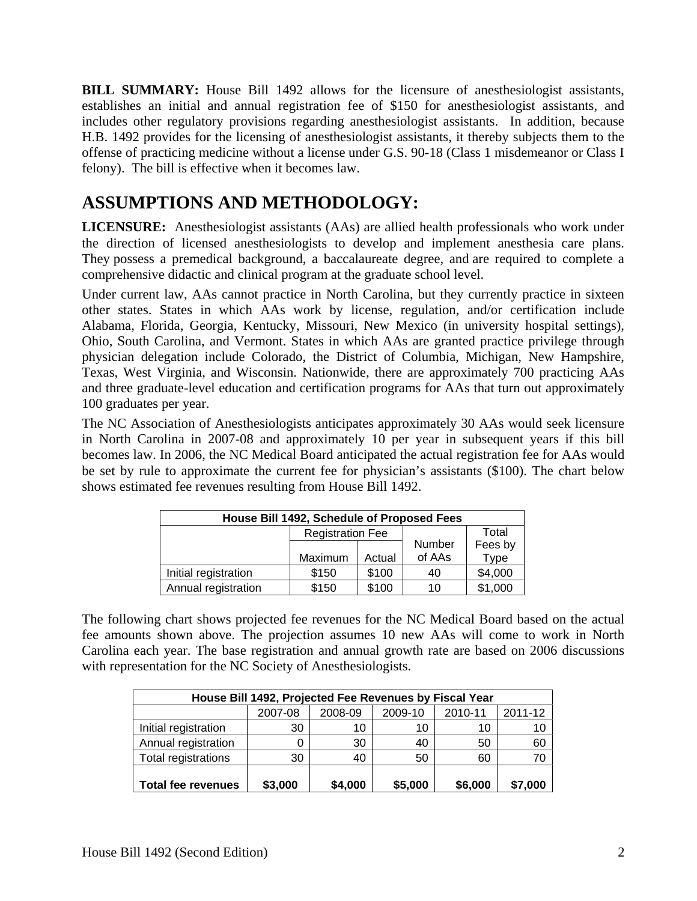**BILL SUMMARY:** House Bill 1492 allows for the licensure of anesthesiologist assistants, establishes an initial and annual registration fee of $150 for anesthesiologist assistants, and includes other regulatory provisions regarding anesthesiologist assistants. In addition, because H.B. 1492 provides for the licensing of anesthesiologist assistants, it thereby subjects them to the offense of practicing medicine without a license under G.S. 90-18 (Class 1 misdemeanor or Class I felony). The bill is effective when it becomes law.

# ASSUMPTIONS AND METHODOLOGY:

**LICENSURE:** Anesthesiologist assistants (AAs) are allied health professionals who work under the direction of licensed anesthesiologists to develop and implement anesthesia care plans. They possess a premedical background, a baccalaureate degree, and are required to complete a comprehensive didactic and clinical program at the graduate school level.

Under current law, AAs cannot practice in North Carolina, but they currently practice in sixteen other states. States in which AAs work by license, regulation, and/or certification include Alabama, Florida, Georgia, Kentucky, Missouri, New Mexico (in university hospital settings), Ohio, South Carolina, and Vermont. States in which AAs are granted practice privilege through physician delegation include Colorado, the District of Columbia, Michigan, New Hampshire, Texas, West Virginia, and Wisconsin. Nationwide, there are approximately 700 practicing AAs and three graduate-level education and certification programs for AAs that turn out approximately 100 graduates per year.

The NC Association of Anesthesiologists anticipates approximately 30 AAs would seek licensure in North Carolina in 2007-08 and approximately 10 per year in subsequent years if this bill becomes law. In 2006, the NC Medical Board anticipated the actual registration fee for AAs would be set by rule to approximate the current fee for physician's assistants ($100). The chart below shows estimated fee revenues resulting from House Bill 1492.

| House Bill 1492, Schedule of Proposed Fees | | | | |
|---|---|---|---|---|
| | Registration Fee | | Number of AAs | Total Fees by Type |
| | Maximum | Actual | | |
| Initial registration | $150 | $100 | 40 | $4,000 |
| Annual registration | $150 | $100 | 10 | $1,000 |

The following chart shows projected fee revenues for the NC Medical Board based on the actual fee amounts shown above. The projection assumes 10 new AAs will come to work in North Carolina each year. The base registration and annual growth rate are based on 2006 discussions with representation for the NC Society of Anesthesiologists.

| House Bill 1492, Projected Fee Revenues by Fiscal Year | | | | | |
|---|---|---|---|---|---|
| | 2007-08 | 2008-09 | 2009-10 | 2010-11 | 2011-12 |
| Initial registration | 30 | 10 | 10 | 10 | 10 |
| Annual registration | 0 | 30 | 40 | 50 | 60 |
| Total registrations | 30 | 40 | 50 | 60 | 70 |
| **Total fee revenues** | **$3,000** | **$4,000** | **$5,000** | **$6,000** | **$7,000** |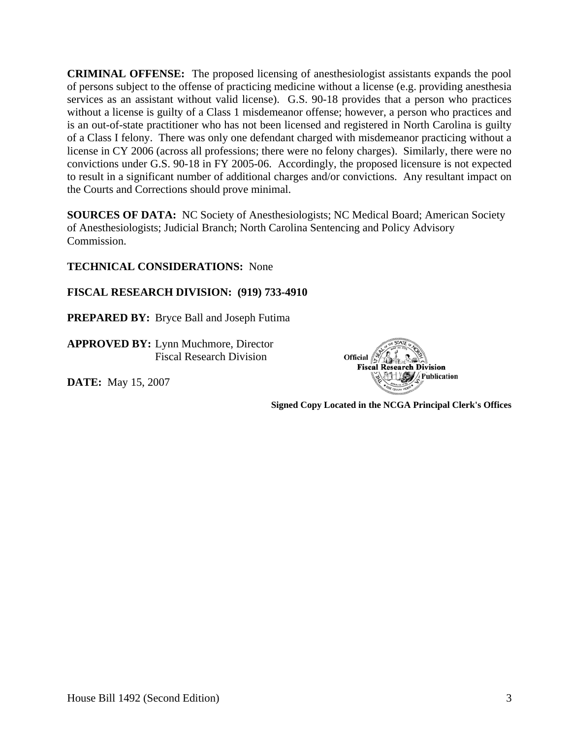**CRIMINAL OFFENSE:** The proposed licensing of anesthesiologist assistants expands the pool of persons subject to the offense of practicing medicine without a license (e.g. providing anesthesia services as an assistant without valid license). G.S. 90-18 provides that a person who practices without a license is guilty of a Class 1 misdemeanor offense; however, a person who practices and is an out-of-state practitioner who has not been licensed and registered in North Carolina is guilty of a Class I felony. There was only one defendant charged with misdemeanor practicing without a license in CY 2006 (across all professions; there were no felony charges). Similarly, there were no convictions under G.S. 90-18 in FY 2005-06. Accordingly, the proposed licensure is not expected to result in a significant number of additional charges and/or convictions. Any resultant impact on the Courts and Corrections should prove minimal.

**SOURCES OF DATA:** NC Society of Anesthesiologists; NC Medical Board; American Society of Anesthesiologists; Judicial Branch; North Carolina Sentencing and Policy Advisory Commission.

**TECHNICAL CONSIDERATIONS:** None

**FISCAL RESEARCH DIVISION: (919) 733-4910**

**PREPARED BY:** Bryce Ball and Joseph Futima

**APPROVED BY:** Lynn Muchmore, Director
Fiscal Research Division

**DATE:** May 15, 2007

Official Fiscal Research Division Publication

**Signed Copy Located in the NCGA Principal Clerk's Offices**